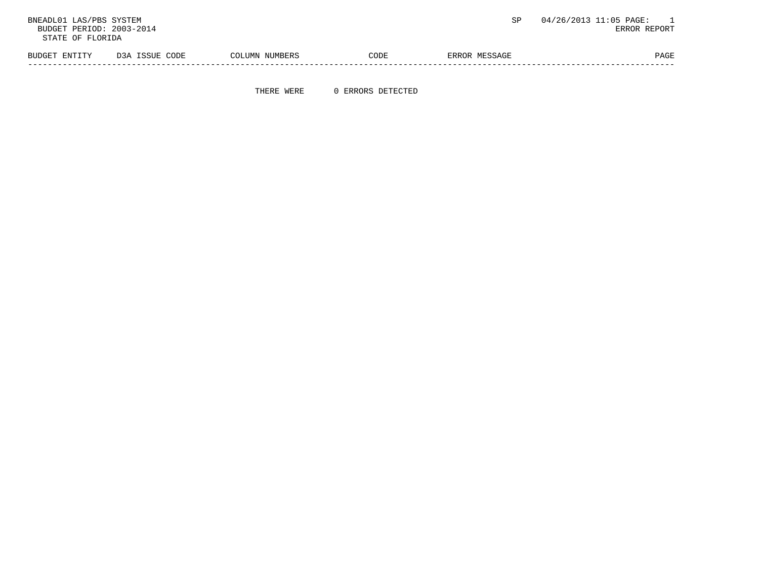BNEADL01 LAS/PBS SYSTEM  SP  04/26/2013 11:05 PAGE: 1
BUDGET PERIOD: 2003-2014  ERROR REPORT
STATE OF FLORIDA

| BUDGET ENTITY | D3A ISSUE CODE | COLUMN NUMBERS | CODE | ERROR MESSAGE | PAGE |
|---|---|---|---|---|---|

THERE WERE 0 ERRORS DETECTED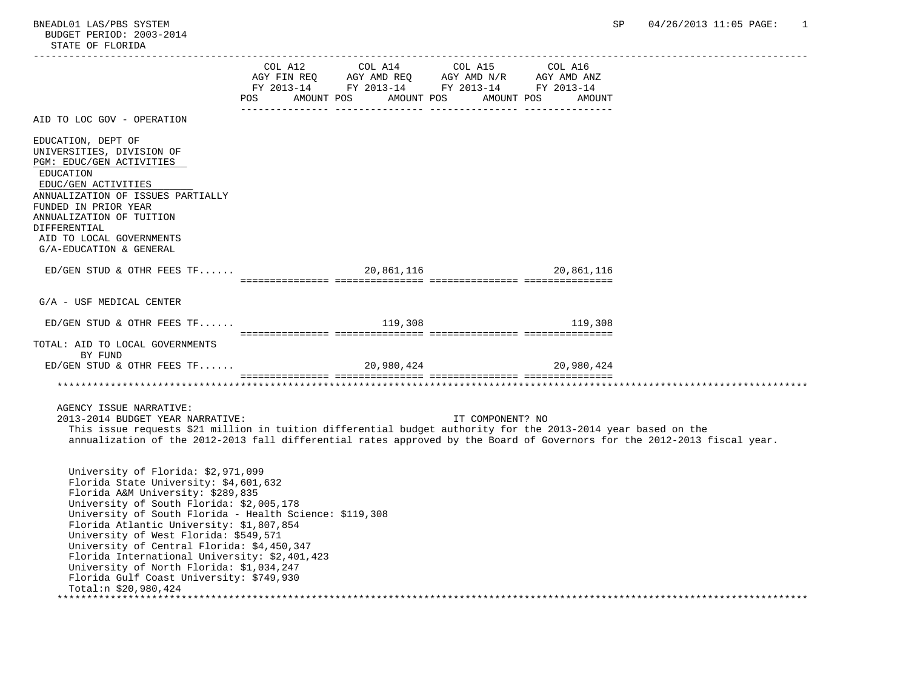| | COL A12 AGY FIN REQ FY 2013-14 POS AMOUNT | COL A14 AGY AMD REQ FY 2013-14 POS AMOUNT | COL A15 AGY AMD N/R FY 2013-14 POS AMOUNT | COL A16 AGY AMD ANZ FY 2013-14 POS AMOUNT |
|---|---|---|---|---|
| AID TO LOC GOV - OPERATION | | | | |
| EDUCATION, DEPT OF<br>UNIVERSITIES, DIVISION OF<br>PGM: EDUC/GEN ACTIVITIES<br>EDUCATION<br>EDUC/GEN ACTIVITIES<br>ANNUALIZATION OF ISSUES PARTIALLY FUNDED IN PRIOR YEAR<br>ANNUALIZATION OF TUITION DIFFERENTIAL<br>AID TO LOCAL GOVERNMENTS<br>G/A-EDUCATION & GENERAL | | | | |
| ED/GEN STUD & OTHR FEES TF...... | | 20,861,116 | | 20,861,116 |
| G/A - USF MEDICAL CENTER | | | | |
| ED/GEN STUD & OTHR FEES TF...... | | 119,308 | | 119,308 |
| TOTAL: AID TO LOCAL GOVERNMENTS<br>BY FUND | | | | |
| ED/GEN STUD & OTHR FEES TF...... | | 20,980,424 | | 20,980,424 |

AGENCY ISSUE NARRATIVE:

2013-2014 BUDGET YEAR NARRATIVE: IT COMPONENT? NO

This issue requests $21 million in tuition differential budget authority for the 2013-2014 year based on the annualization of the 2012-2013 fall differential rates approved by the Board of Governors for the 2012-2013 fiscal year.

University of Florida: $2,971,099
Florida State University: $4,601,632
Florida A&M University: $289,835
University of South Florida: $2,005,178
University of South Florida - Health Science: $119,308
Florida Atlantic University: $1,807,854
University of West Florida: $549,571
University of Central Florida: $4,450,347
Florida International University: $2,401,423
University of North Florida: $1,034,247
Florida Gulf Coast University: $749,930
Total:n $20,980,424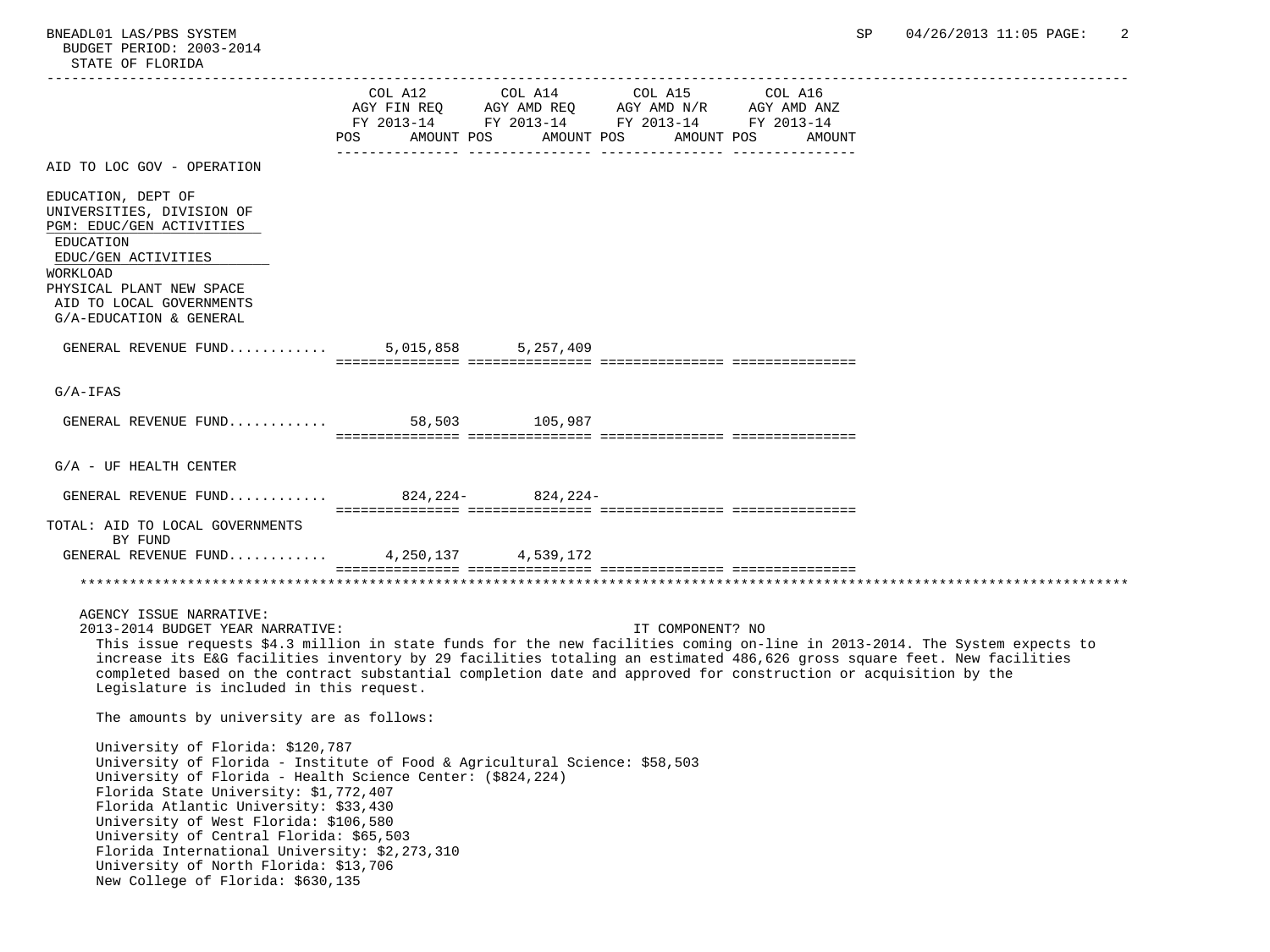AID TO LOC GOV - OPERATION

| | COL A12 AGY FIN REQ FY 2013-14 | | COL A14 AGY AMD REQ FY 2013-14 | | COL A15 AGY AMD N/R FY 2013-14 | | COL A16 AGY AMD ANZ FY 2013-14 | |
|---|---|---|---|---|---|---|---|---|
| | POS | AMOUNT | POS | AMOUNT | POS | AMOUNT | POS | AMOUNT |
| EDUCATION, DEPT OF<br>UNIVERSITIES, DIVISION OF<br>PGM: EDUC/GEN ACTIVITIES<br>EDUCATION<br>EDUC/GEN ACTIVITIES<br>WORKLOAD<br>PHYSICAL PLANT NEW SPACE<br>AID TO LOCAL GOVERNMENTS<br>G/A-EDUCATION & GENERAL | | | | | | | | |
| GENERAL REVENUE FUND........... | | 5,015,858 | | 5,257,409 | | | | |
| G/A-IFAS | | | | | | | | |
| GENERAL REVENUE FUND........... | | 58,503 | | 105,987 | | | | |
| G/A - UF HEALTH CENTER | | | | | | | | |
| GENERAL REVENUE FUND........... | | 824,224- | | 824,224- | | | | |
| TOTAL: AID TO LOCAL GOVERNMENTS<br>BY FUND | | | | | | | | |
| GENERAL REVENUE FUND........... | | 4,250,137 | | 4,539,172 | | | | |

AGENCY ISSUE NARRATIVE:

2013-2014 BUDGET YEAR NARRATIVE: IT COMPONENT? NO

This issue requests $4.3 million in state funds for the new facilities coming on-line in 2013-2014. The System expects to increase its E&G facilities inventory by 29 facilities totaling an estimated 486,626 gross square feet. New facilities completed based on the contract substantial completion date and approved for construction or acquisition by the Legislature is included in this request.

The amounts by university are as follows:

University of Florida: $120,787
University of Florida - Institute of Food & Agricultural Science: $58,503
University of Florida - Health Science Center: ($824,224)
Florida State University: $1,772,407
Florida Atlantic University: $33,430
University of West Florida: $106,580
University of Central Florida: $65,503
Florida International University: $2,273,310
University of North Florida: $13,706
New College of Florida: $630,135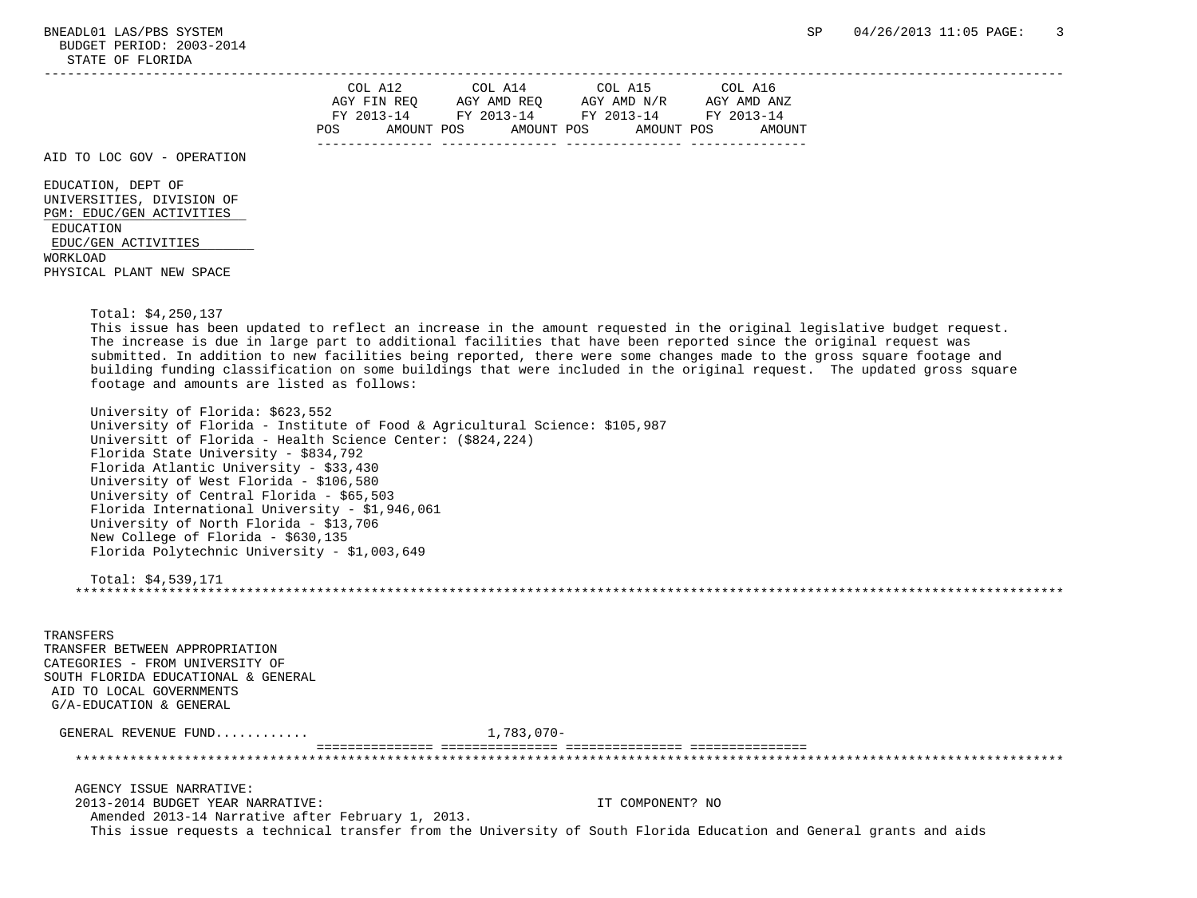| | COL A12 AGY FIN REQ FY 2013-14 | | COL A14 AGY AMD REQ FY 2013-14 | | COL A15 AGY AMD N/R FY 2013-14 | | COL A16 AGY AMD ANZ FY 2013-14 | |
|---|---|---|---|---|---|---|---|---|
| | POS | AMOUNT | POS | AMOUNT | POS | AMOUNT | POS | AMOUNT |

AID TO LOC GOV - OPERATION

EDUCATION, DEPT OF
UNIVERSITIES, DIVISION OF
PGM: EDUC/GEN ACTIVITIES
EDUCATION
EDUC/GEN ACTIVITIES
WORKLOAD
PHYSICAL PLANT NEW SPACE

Total: $4,250,137

This issue has been updated to reflect an increase in the amount requested in the original legislative budget request. The increase is due in large part to additional facilities that have been reported since the original request was submitted. In addition to new facilities being reported, there were some changes made to the gross square footage and building funding classification on some buildings that were included in the original request. The updated gross square footage and amounts are listed as follows:

University of Florida: $623,552
University of Florida - Institute of Food & Agricultural Science: $105,987
Universitt of Florida - Health Science Center: ($824,224)
Florida State University - $834,792
Florida Atlantic University - $33,430
University of West Florida - $106,580
University of Central Florida - $65,503
Florida International University - $1,946,061
University of North Florida - $13,706
New College of Florida - $630,135
Florida Polytechnic University - $1,003,649

Total: $4,539,171

*****************************************************************************************************************************

TRANSFERS
TRANSFER BETWEEN APPROPRIATION CATEGORIES - FROM UNIVERSITY OF SOUTH FLORIDA EDUCATIONAL & GENERAL
AID TO LOCAL GOVERNMENTS
G/A-EDUCATION & GENERAL

| | COL A12 POS | COL A12 AMOUNT | COL A14 POS | COL A14 AMOUNT | COL A15 POS | COL A15 AMOUNT | COL A16 POS | COL A16 AMOUNT |
|---|---|---|---|---|---|---|---|---|
| GENERAL REVENUE FUND............ | | | | 1,783,070- | | | | |

*****************************************************************************************************************************

AGENCY ISSUE NARRATIVE:
2013-2014 BUDGET YEAR NARRATIVE: IT COMPONENT? NO
Amended 2013-14 Narrative after February 1, 2013.
This issue requests a technical transfer from the University of South Florida Education and General grants and aids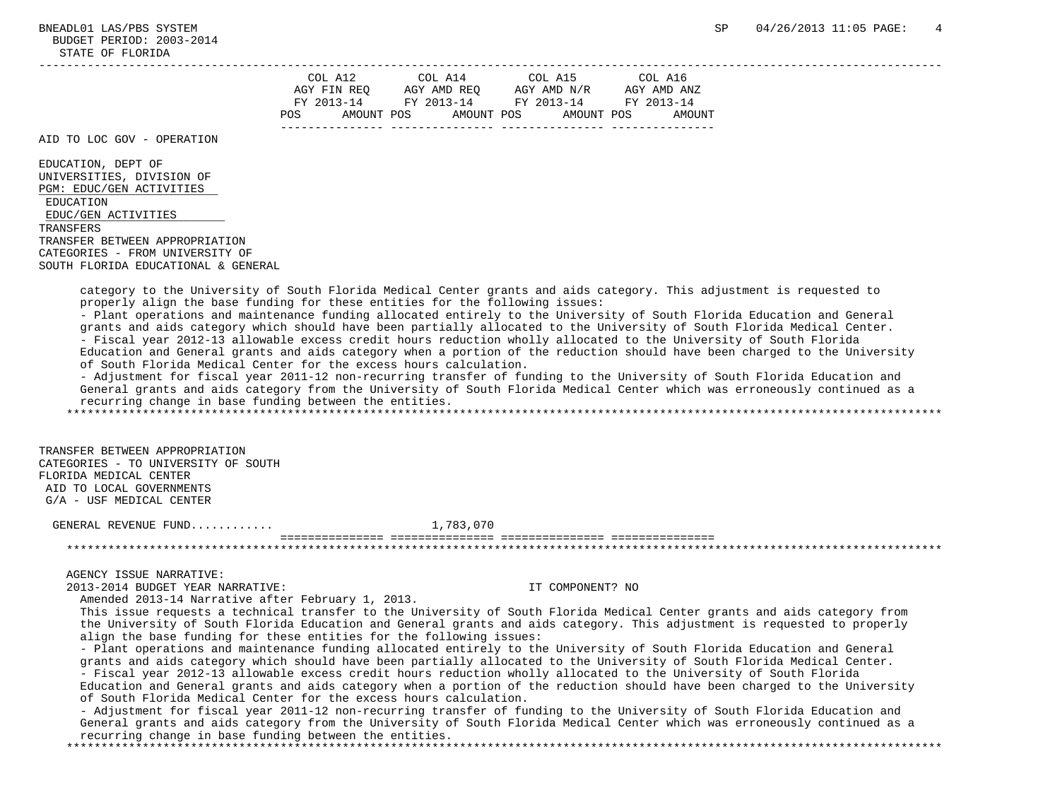| | COL A12 AGY FIN REQ FY 2013-14 | | COL A14 AGY AMD REQ FY 2013-14 | | COL A15 AGY AMD N/R FY 2013-14 | | COL A16 AGY AMD ANZ FY 2013-14 | |
|---|---|---|---|---|---|---|---|---|
| | POS | AMOUNT | POS | AMOUNT | POS | AMOUNT | POS | AMOUNT |

AID TO LOC GOV - OPERATION

EDUCATION, DEPT OF
UNIVERSITIES, DIVISION OF
PGM: EDUC/GEN ACTIVITIES
EDUCATION
EDUC/GEN ACTIVITIES
TRANSFERS
TRANSFER BETWEEN APPROPRIATION CATEGORIES - FROM UNIVERSITY OF SOUTH FLORIDA EDUCATIONAL & GENERAL

category to the University of South Florida Medical Center grants and aids category. This adjustment is requested to properly align the base funding for these entities for the following issues:
- Plant operations and maintenance funding allocated entirely to the University of South Florida Education and General grants and aids category which should have been partially allocated to the University of South Florida Medical Center.
- Fiscal year 2012-13 allowable excess credit hours reduction wholly allocated to the University of South Florida Education and General grants and aids category when a portion of the reduction should have been charged to the University of South Florida Medical Center for the excess hours calculation.
- Adjustment for fiscal year 2011-12 non-recurring transfer of funding to the University of South Florida Education and General grants and aids category from the University of South Florida Medical Center which was erroneously continued as a recurring change in base funding between the entities.

TRANSFER BETWEEN APPROPRIATION CATEGORIES - TO UNIVERSITY OF SOUTH FLORIDA MEDICAL CENTER
AID TO LOCAL GOVERNMENTS
G/A - USF MEDICAL CENTER

| | COL A12 | | COL A14 | | COL A15 | | COL A16 | |
|---|---|---|---|---|---|---|---|---|
| GENERAL REVENUE FUND........... | | | | 1,783,070 | | | | |

AGENCY ISSUE NARRATIVE:
2013-2014 BUDGET YEAR NARRATIVE: IT COMPONENT? NO
Amended 2013-14 Narrative after February 1, 2013.
This issue requests a technical transfer to the University of South Florida Medical Center grants and aids category from the University of South Florida Education and General grants and aids category. This adjustment is requested to properly align the base funding for these entities for the following issues:
- Plant operations and maintenance funding allocated entirely to the University of South Florida Education and General grants and aids category which should have been partially allocated to the University of South Florida Medical Center.
- Fiscal year 2012-13 allowable excess credit hours reduction wholly allocated to the University of South Florida Education and General grants and aids category when a portion of the reduction should have been charged to the University of South Florida Medical Center for the excess hours calculation.
- Adjustment for fiscal year 2011-12 non-recurring transfer of funding to the University of South Florida Education and General grants and aids category from the University of South Florida Medical Center which was erroneously continued as a recurring change in base funding between the entities.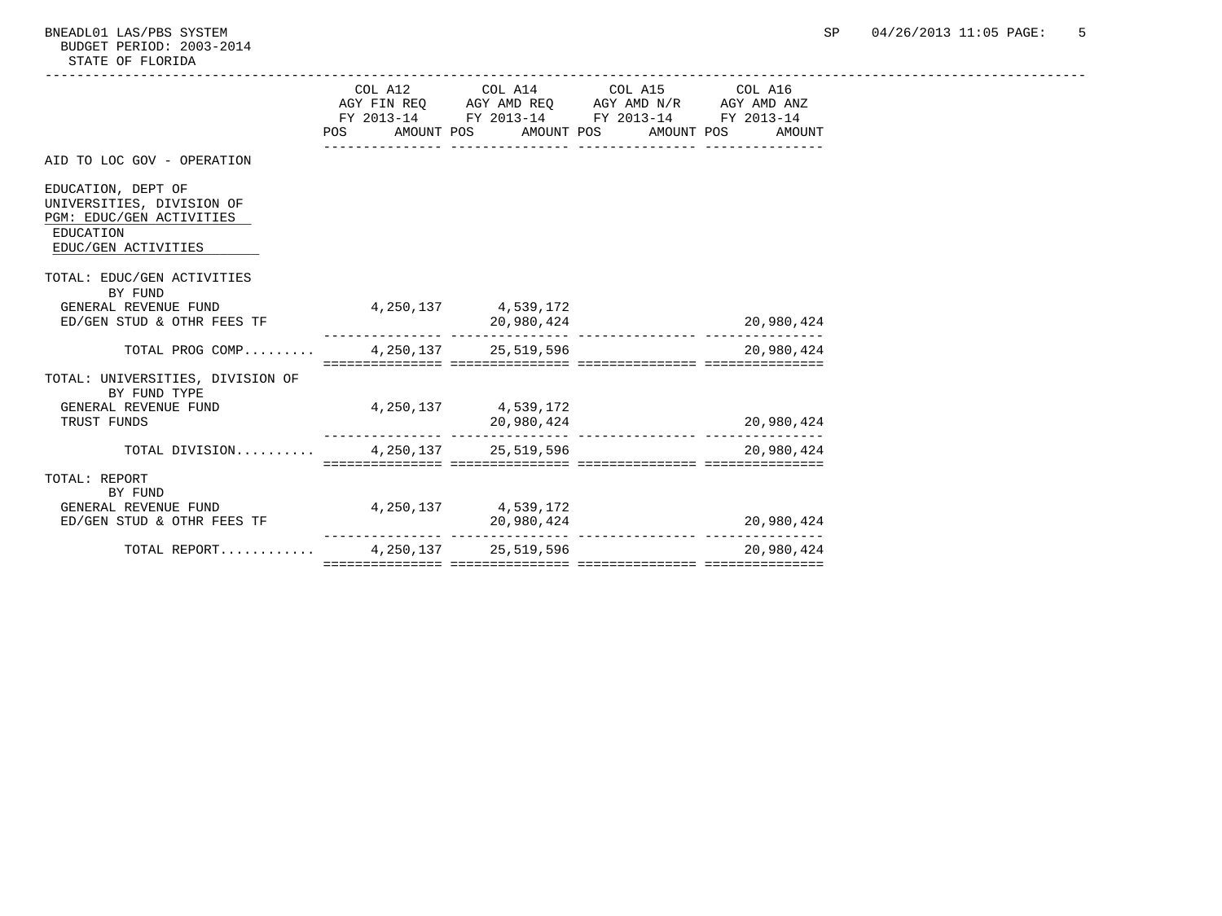BNEADL01 LAS/PBS SYSTEM
BUDGET PERIOD: 2003-2014
STATE OF FLORIDA

| | COL A12 AGY FIN REQ FY 2013-14 POS | AMOUNT | COL A14 AGY AMD REQ FY 2013-14 POS | AMOUNT | COL A15 AGY AMD N/R FY 2013-14 POS | AMOUNT | COL A16 AGY AMD ANZ FY 2013-14 POS | AMOUNT |
|---|---|---|---|---|---|---|---|---|
| AID TO LOC GOV - OPERATION | | | | | | | | |
| EDUCATION, DEPT OF<br>UNIVERSITIES, DIVISION OF<br>PGM: EDUC/GEN ACTIVITIES<br>EDUCATION<br>EDUC/GEN ACTIVITIES | | | | | | | | |
| TOTAL: EDUC/GEN ACTIVITIES<br>BY FUND | | | | | | | | |
| GENERAL REVENUE FUND | | 4,250,137 | | 4,539,172 | | | | |
| ED/GEN STUD & OTHR FEES TF | | | | 20,980,424 | | | | 20,980,424 |
| TOTAL PROG COMP......... | | 4,250,137 | | 25,519,596 | | | | 20,980,424 |
| TOTAL: UNIVERSITIES, DIVISION OF<br>BY FUND TYPE | | | | | | | | |
| GENERAL REVENUE FUND | | 4,250,137 | | 4,539,172 | | | | |
| TRUST FUNDS | | | | 20,980,424 | | | | 20,980,424 |
| TOTAL DIVISION.......... | | 4,250,137 | | 25,519,596 | | | | 20,980,424 |
| TOTAL: REPORT<br>BY FUND | | | | | | | | |
| GENERAL REVENUE FUND | | 4,250,137 | | 4,539,172 | | | | |
| ED/GEN STUD & OTHR FEES TF | | | | 20,980,424 | | | | 20,980,424 |
| TOTAL REPORT............ | | 4,250,137 | | 25,519,596 | | | | 20,980,424 |